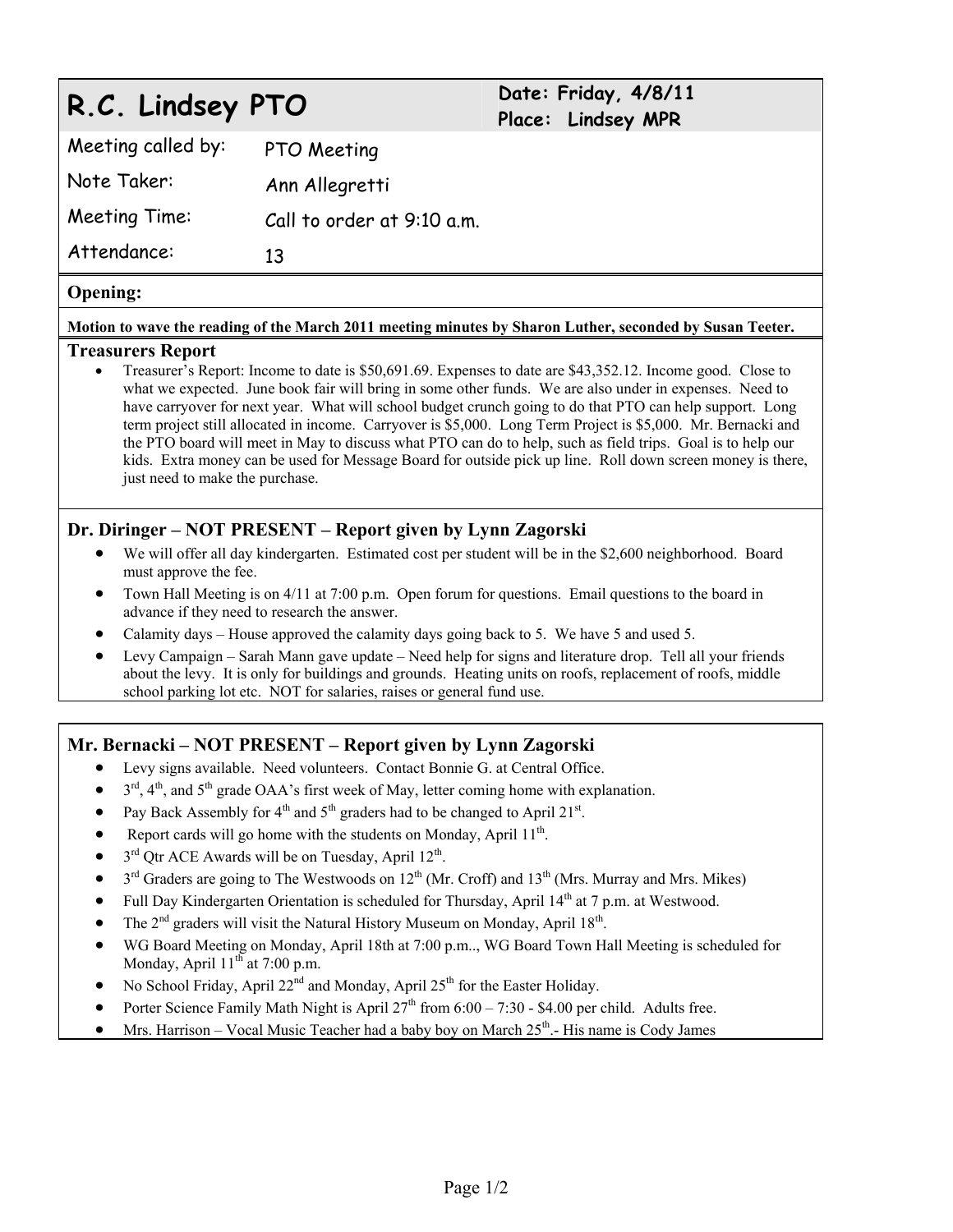# R.C. Lindsey PTO

**Date: Friday, 4/8/11**
**Place: Lindsey MPR**

| | |
|---|---|
| Meeting called by: | PTO Meeting |
| Note Taker: | Ann Allegretti |
| Meeting Time: | Call to order at 9:10 a.m. |
| Attendance: | 13 |

## Opening:

**Motion to wave the reading of the March 2011 meeting minutes by Sharon Luther, seconded by Susan Teeter.**

## Treasurers Report

- Treasurer's Report: Income to date is $50,691.69. Expenses to date are $43,352.12. Income good. Close to what we expected. June book fair will bring in some other funds. We are also under in expenses. Need to have carryover for next year. What will school budget crunch going to do that PTO can help support. Long term project still allocated in income. Carryover is $5,000. Long Term Project is $5,000. Mr. Bernacki and the PTO board will meet in May to discuss what PTO can do to help, such as field trips. Goal is to help our kids. Extra money can be used for Message Board for outside pick up line. Roll down screen money is there, just need to make the purchase.

## Dr. Diringer – NOT PRESENT – Report given by Lynn Zagorski

- We will offer all day kindergarten. Estimated cost per student will be in the $2,600 neighborhood. Board must approve the fee.
- Town Hall Meeting is on 4/11 at 7:00 p.m. Open forum for questions. Email questions to the board in advance if they need to research the answer.
- Calamity days – House approved the calamity days going back to 5. We have 5 and used 5.
- Levy Campaign – Sarah Mann gave update – Need help for signs and literature drop. Tell all your friends about the levy. It is only for buildings and grounds. Heating units on roofs, replacement of roofs, middle school parking lot etc. NOT for salaries, raises or general fund use.

## Mr. Bernacki – NOT PRESENT – Report given by Lynn Zagorski

- Levy signs available. Need volunteers. Contact Bonnie G. at Central Office.
- 3rd, 4th, and 5th grade OAA's first week of May, letter coming home with explanation.
- Pay Back Assembly for 4th and 5th graders had to be changed to April 21st.
- Report cards will go home with the students on Monday, April 11th.
- 3rd Qtr ACE Awards will be on Tuesday, April 12th.
- 3rd Graders are going to The Westwoods on 12th (Mr. Croff) and 13th (Mrs. Murray and Mrs. Mikes)
- Full Day Kindergarten Orientation is scheduled for Thursday, April 14th at 7 p.m. at Westwood.
- The 2nd graders will visit the Natural History Museum on Monday, April 18th.
- WG Board Meeting on Monday, April 18th at 7:00 p.m.., WG Board Town Hall Meeting is scheduled for Monday, April 11th at 7:00 p.m.
- No School Friday, April 22nd and Monday, April 25th for the Easter Holiday.
- Porter Science Family Math Night is April 27th from 6:00 – 7:30 - $4.00 per child. Adults free.
- Mrs. Harrison – Vocal Music Teacher had a baby boy on March 25th.- His name is Cody James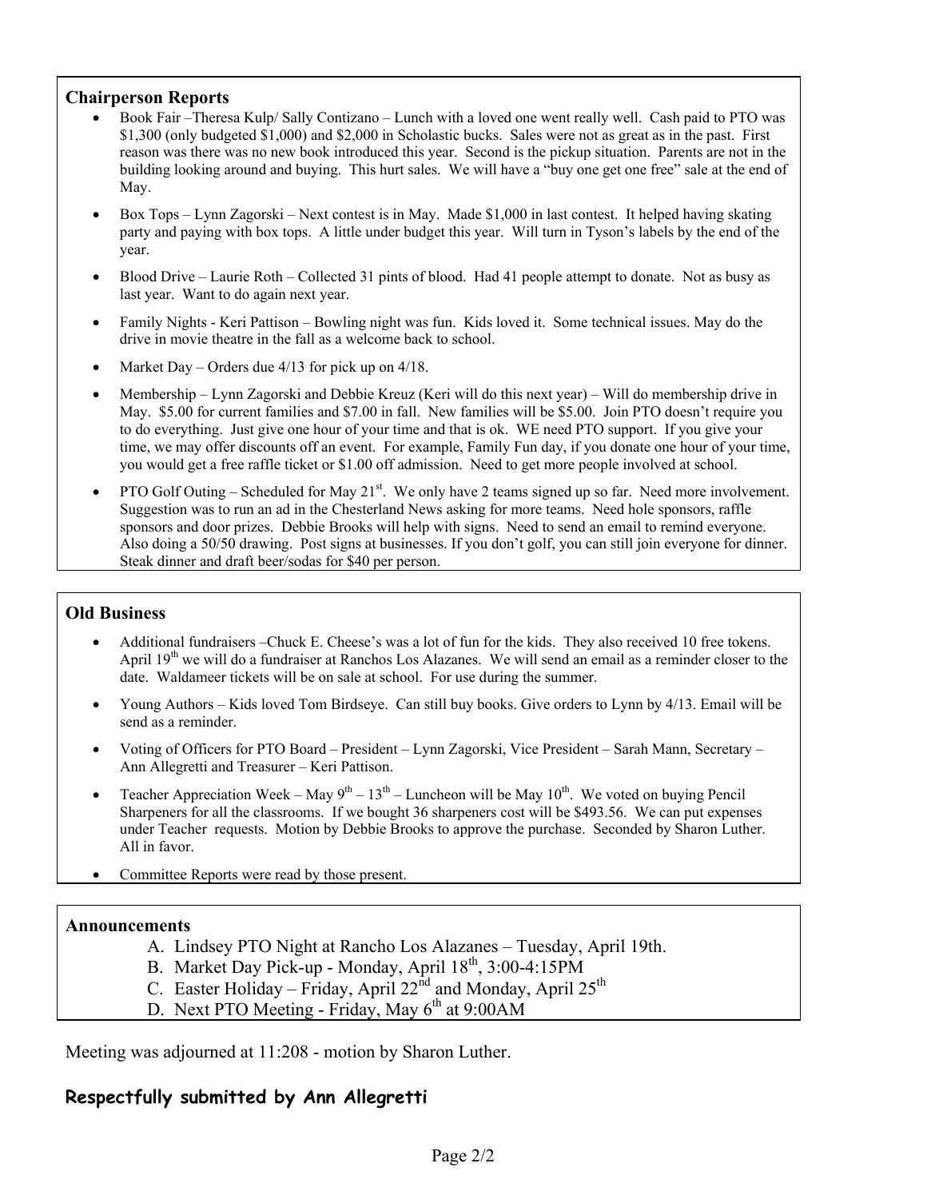## Chairperson Reports

- Book Fair –Theresa Kulp/ Sally Contizano – Lunch with a loved one went really well. Cash paid to PTO was $1,300 (only budgeted $1,000) and $2,000 in Scholastic bucks. Sales were not as great as in the past. First reason was there was no new book introduced this year. Second is the pickup situation. Parents are not in the building looking around and buying. This hurt sales. We will have a "buy one get one free" sale at the end of May.
- Box Tops – Lynn Zagorski – Next contest is in May. Made $1,000 in last contest. It helped having skating party and paying with box tops. A little under budget this year. Will turn in Tyson's labels by the end of the year.
- Blood Drive – Laurie Roth – Collected 31 pints of blood. Had 41 people attempt to donate. Not as busy as last year. Want to do again next year.
- Family Nights - Keri Pattison – Bowling night was fun. Kids loved it. Some technical issues. May do the drive in movie theatre in the fall as a welcome back to school.
- Market Day – Orders due 4/13 for pick up on 4/18.
- Membership – Lynn Zagorski and Debbie Kreuz (Keri will do this next year) – Will do membership drive in May. $5.00 for current families and $7.00 in fall. New families will be $5.00. Join PTO doesn't require you to do everything. Just give one hour of your time and that is ok. WE need PTO support. If you give your time, we may offer discounts off an event. For example, Family Fun day, if you donate one hour of your time, you would get a free raffle ticket or $1.00 off admission. Need to get more people involved at school.
- PTO Golf Outing – Scheduled for May 21st. We only have 2 teams signed up so far. Need more involvement. Suggestion was to run an ad in the Chesterland News asking for more teams. Need hole sponsors, raffle sponsors and door prizes. Debbie Brooks will help with signs. Need to send an email to remind everyone. Also doing a 50/50 drawing. Post signs at businesses. If you don't golf, you can still join everyone for dinner. Steak dinner and draft beer/sodas for $40 per person.

## Old Business

- Additional fundraisers –Chuck E. Cheese's was a lot of fun for the kids. They also received 10 free tokens. April 19th we will do a fundraiser at Ranchos Los Alazanes. We will send an email as a reminder closer to the date. Waldameer tickets will be on sale at school. For use during the summer.
- Young Authors – Kids loved Tom Birdseye. Can still buy books. Give orders to Lynn by 4/13. Email will be send as a reminder.
- Voting of Officers for PTO Board – President – Lynn Zagorski, Vice President – Sarah Mann, Secretary – Ann Allegretti and Treasurer – Keri Pattison.
- Teacher Appreciation Week – May 9th – 13th – Luncheon will be May 10th. We voted on buying Pencil Sharpeners for all the classrooms. If we bought 36 sharpeners cost will be $493.56. We can put expenses under Teacher requests. Motion by Debbie Brooks to approve the purchase. Seconded by Sharon Luther. All in favor.
- Committee Reports were read by those present.

## Announcements

A. Lindsey PTO Night at Rancho Los Alazanes – Tuesday, April 19th.
B. Market Day Pick-up - Monday, April 18th, 3:00-4:15PM
C. Easter Holiday – Friday, April 22nd and Monday, April 25th
D. Next PTO Meeting - Friday, May 6th at 9:00AM

Meeting was adjourned at 11:208 - motion by Sharon Luther.

**Respectfully submitted by Ann Allegretti**